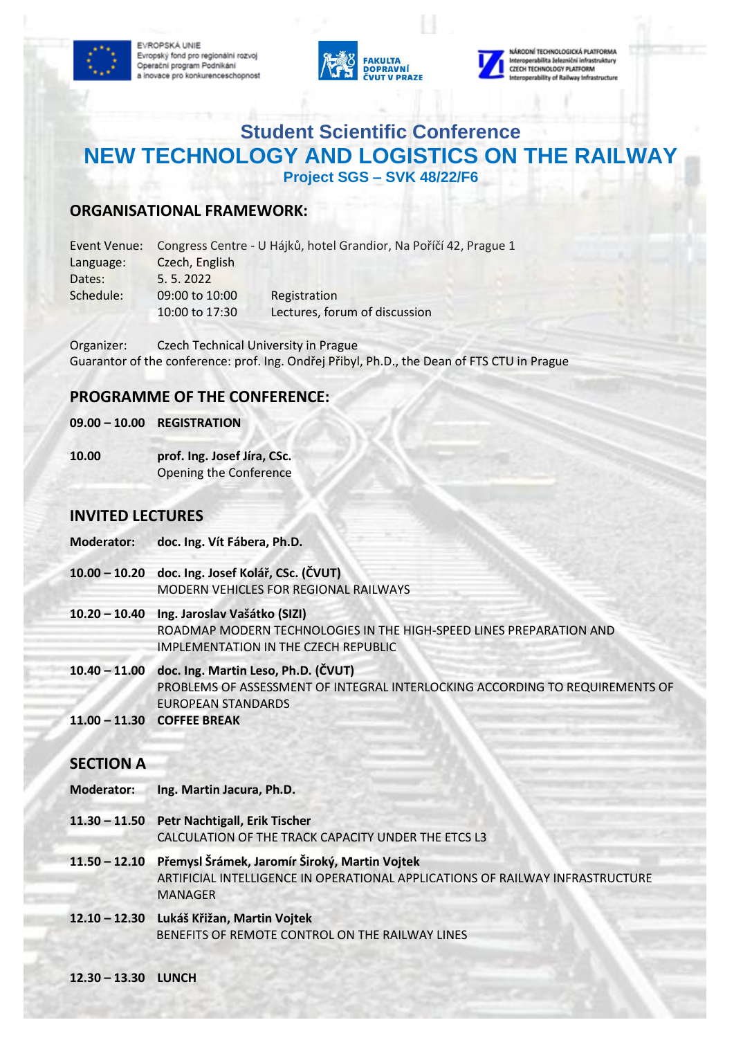EVROPSKÁ UNIE
Evropský fond pro regionální rozvoj
Operační program Podnikání a inovace pro konkurenceschopnost

FAKULTA DOPRAVNÍ ČVUT V PRAZE

NÁRODNÍ TECHNOLOGICKÁ PLATFORMA Interoperabilita železniční infrastruktury
CZECH TECHNOLOGY PLATFORM Interoperability of Railway Infrastructure

# Student Scientific Conference
# NEW TECHNOLOGY AND LOGISTICS ON THE RAILWAY
**Project SGS – SVK 48/22/F6**

## ORGANISATIONAL FRAMEWORK:

| | | |
|---|---|---|
| Event Venue: | Congress Centre - U Hájků, hotel Grandior, Na Poříčí 42, Prague 1 | |
| Language: | Czech, English | |
| Dates: | 5. 5. 2022 | |
| Schedule: | 09:00 to 10:00 | Registration |
| | 10:00 to 17:30 | Lectures, forum of discussion |

Organizer: Czech Technical University in Prague
Guarantor of the conference: prof. Ing. Ondřej Přibyl, Ph.D., the Dean of FTS CTU in Prague

## PROGRAMME OF THE CONFERENCE:

**09.00 – 10.00 REGISTRATION**

**10.00** **prof. Ing. Josef Jíra, CSc.**
Opening the Conference

## INVITED LECTURES

**Moderator: doc. Ing. Vít Fábera, Ph.D.**

**10.00 – 10.20** **doc. Ing. Josef Kolář, CSc. (ČVUT)**
MODERN VEHICLES FOR REGIONAL RAILWAYS

**10.20 – 10.40** **Ing. Jaroslav Vašátko (SIZI)**
ROADMAP MODERN TECHNOLOGIES IN THE HIGH-SPEED LINES PREPARATION AND IMPLEMENTATION IN THE CZECH REPUBLIC

**10.40 – 11.00** **doc. Ing. Martin Leso, Ph.D. (ČVUT)**
PROBLEMS OF ASSESSMENT OF INTEGRAL INTERLOCKING ACCORDING TO REQUIREMENTS OF EUROPEAN STANDARDS

**11.00 – 11.30 COFFEE BREAK**

## SECTION A

**Moderator: Ing. Martin Jacura, Ph.D.**

**11.30 – 11.50** **Petr Nachtigall, Erik Tischer**
CALCULATION OF THE TRACK CAPACITY UNDER THE ETCS L3

**11.50 – 12.10** **Přemysl Šrámek, Jaromír Široký, Martin Vojtek**
ARTIFICIAL INTELLIGENCE IN OPERATIONAL APPLICATIONS OF RAILWAY INFRASTRUCTURE MANAGER

**12.10 – 12.30** **Lukáš Křižan, Martin Vojtek**
BENEFITS OF REMOTE CONTROL ON THE RAILWAY LINES

**12.30 – 13.30 LUNCH**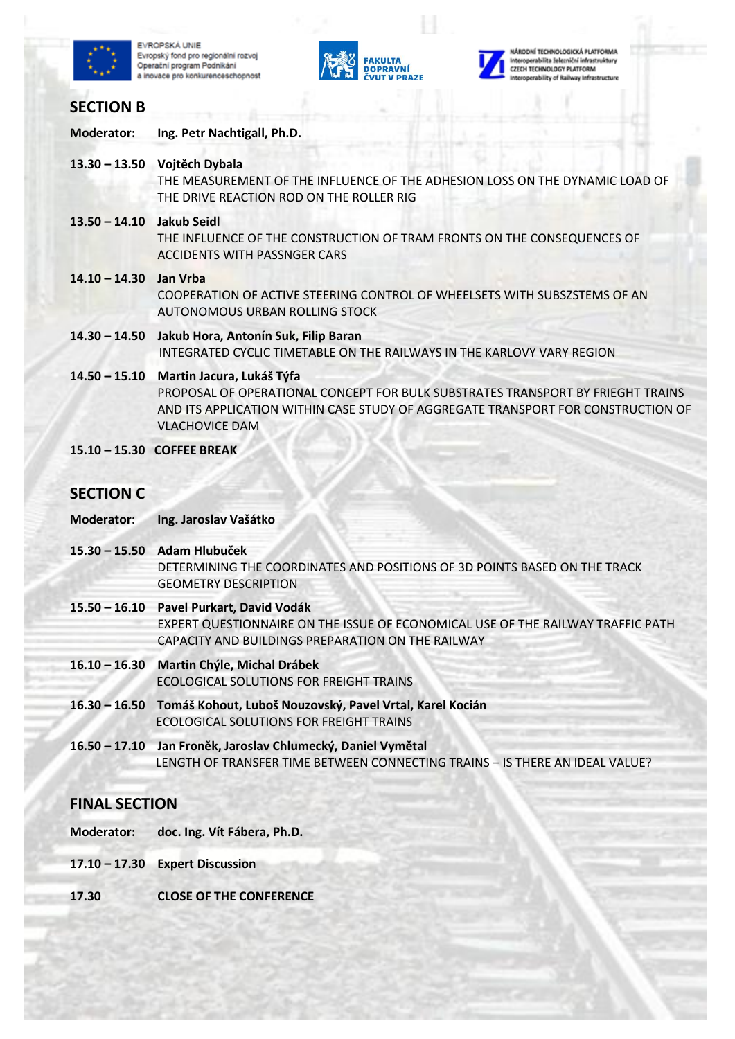## SECTION B

**Moderator:** **Ing. Petr Nachtigall, Ph.D.**

**13.30 – 13.50** **Vojtěch Dybala**
THE MEASUREMENT OF THE INFLUENCE OF THE ADHESION LOSS ON THE DYNAMIC LOAD OF THE DRIVE REACTION ROD ON THE ROLLER RIG

**13.50 – 14.10** **Jakub Seidl**
THE INFLUENCE OF THE CONSTRUCTION OF TRAM FRONTS ON THE CONSEQUENCES OF ACCIDENTS WITH PASSNGER CARS

**14.10 – 14.30** **Jan Vrba**
COOPERATION OF ACTIVE STEERING CONTROL OF WHEELSETS WITH SUBSZSTEMS OF AN AUTONOMOUS URBAN ROLLING STOCK

**14.30 – 14.50** **Jakub Hora, Antonín Suk, Filip Baran**
INTEGRATED CYCLIC TIMETABLE ON THE RAILWAYS IN THE KARLOVY VARY REGION

**14.50 – 15.10** **Martin Jacura, Lukáš Týfa**
PROPOSAL OF OPERATIONAL CONCEPT FOR BULK SUBSTRATES TRANSPORT BY FRIEGHT TRAINS AND ITS APPLICATION WITHIN CASE STUDY OF AGGREGATE TRANSPORT FOR CONSTRUCTION OF VLACHOVICE DAM

**15.10 – 15.30** **COFFEE BREAK**

## SECTION C

**Moderator:** **Ing. Jaroslav Vašátko**

**15.30 – 15.50** **Adam Hlubuček**
DETERMINING THE COORDINATES AND POSITIONS OF 3D POINTS BASED ON THE TRACK GEOMETRY DESCRIPTION

**15.50 – 16.10** **Pavel Purkart, David Vodák**
EXPERT QUESTIONNAIRE ON THE ISSUE OF ECONOMICAL USE OF THE RAILWAY TRAFFIC PATH CAPACITY AND BUILDINGS PREPARATION ON THE RAILWAY

**16.10 – 16.30** **Martin Chýle, Michal Drábek**
ECOLOGICAL SOLUTIONS FOR FREIGHT TRAINS

**16.30 – 16.50** **Tomáš Kohout, Luboš Nouzovský, Pavel Vrtal, Karel Kocián**
ECOLOGICAL SOLUTIONS FOR FREIGHT TRAINS

**16.50 – 17.10** **Jan Froněk, Jaroslav Chlumecký, Daniel Vymětal**
LENGTH OF TRANSFER TIME BETWEEN CONNECTING TRAINS – IS THERE AN IDEAL VALUE?

## FINAL SECTION

**Moderator:** **doc. Ing. Vít Fábera, Ph.D.**

**17.10 – 17.30** **Expert Discussion**

**17.30** **CLOSE OF THE CONFERENCE**